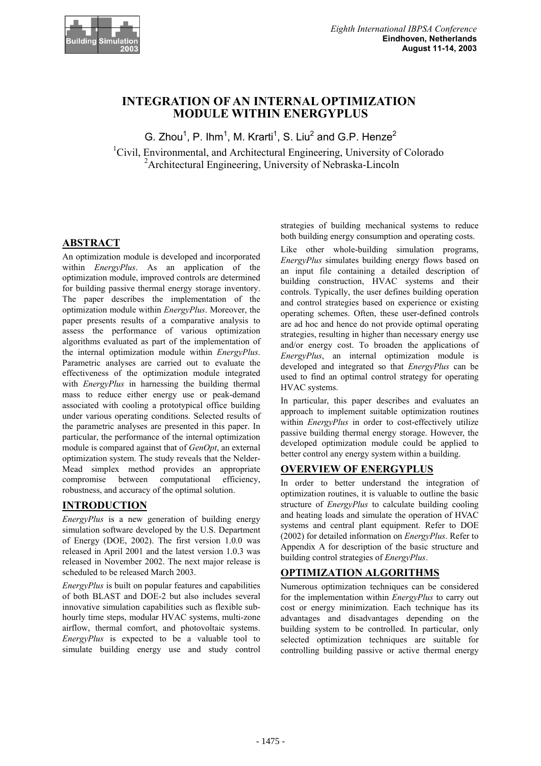# INTEGRATION OF AN INTERNAL OPTIMIZATION MODULE WITHIN ENERGYPLUS

G. Zhou[1], P. Ihm[1], M. Krarti[1], S. Liu[2] and G.P. Henze[2]

[1]Civil, Environmental, and Architectural Engineering, University of Colorado
[2]Architectural Engineering, University of Nebraska-Lincoln

## ABSTRACT

An optimization module is developed and incorporated within *EnergyPlus*. As an application of the optimization module, improved controls are determined for building passive thermal energy storage inventory. The paper describes the implementation of the optimization module within *EnergyPlus*. Moreover, the paper presents results of a comparative analysis to assess the performance of various optimization algorithms evaluated as part of the implementation of the internal optimization module within *EnergyPlus*. Parametric analyses are carried out to evaluate the effectiveness of the optimization module integrated with *EnergyPlus* in harnessing the building thermal mass to reduce either energy use or peak-demand associated with cooling a prototypical office building under various operating conditions. Selected results of the parametric analyses are presented in this paper. In particular, the performance of the internal optimization module is compared against that of *GenOpt*, an external optimization system. The study reveals that the Nelder-Mead simplex method provides an appropriate compromise between computational efficiency, robustness, and accuracy of the optimal solution.

## INTRODUCTION

*EnergyPlus* is a new generation of building energy simulation software developed by the U.S. Department of Energy (DOE, 2002). The first version 1.0.0 was released in April 2001 and the latest version 1.0.3 was released in November 2002. The next major release is scheduled to be released March 2003.

*EnergyPlus* is built on popular features and capabilities of both BLAST and DOE-2 but also includes several innovative simulation capabilities such as flexible sub-hourly time steps, modular HVAC systems, multi-zone airflow, thermal comfort, and photovoltaic systems. *EnergyPlus* is expected to be a valuable tool to simulate building energy use and study control strategies of building mechanical systems to reduce both building energy consumption and operating costs.

Like other whole-building simulation programs, *EnergyPlus* simulates building energy flows based on an input file containing a detailed description of building construction, HVAC systems and their controls. Typically, the user defines building operation and control strategies based on experience or existing operating schemes. Often, these user-defined controls are ad hoc and hence do not provide optimal operating strategies, resulting in higher than necessary energy use and/or energy cost. To broaden the applications of *EnergyPlus*, an internal optimization module is developed and integrated so that *EnergyPlus* can be used to find an optimal control strategy for operating HVAC systems.

In particular, this paper describes and evaluates an approach to implement suitable optimization routines within *EnergyPlus* in order to cost-effectively utilize passive building thermal energy storage. However, the developed optimization module could be applied to better control any energy system within a building.

## OVERVIEW OF ENERGYPLUS

In order to better understand the integration of optimization routines, it is valuable to outline the basic structure of *EnergyPlus* to calculate building cooling and heating loads and simulate the operation of HVAC systems and central plant equipment. Refer to DOE (2002) for detailed information on *EnergyPlus*. Refer to Appendix A for description of the basic structure and building control strategies of *EnergyPlus*.

## OPTIMIZATION ALGORITHMS

Numerous optimization techniques can be considered for the implementation within *EnergyPlus* to carry out cost or energy minimization. Each technique has its advantages and disadvantages depending on the building system to be controlled. In particular, only selected optimization techniques are suitable for controlling building passive or active thermal energy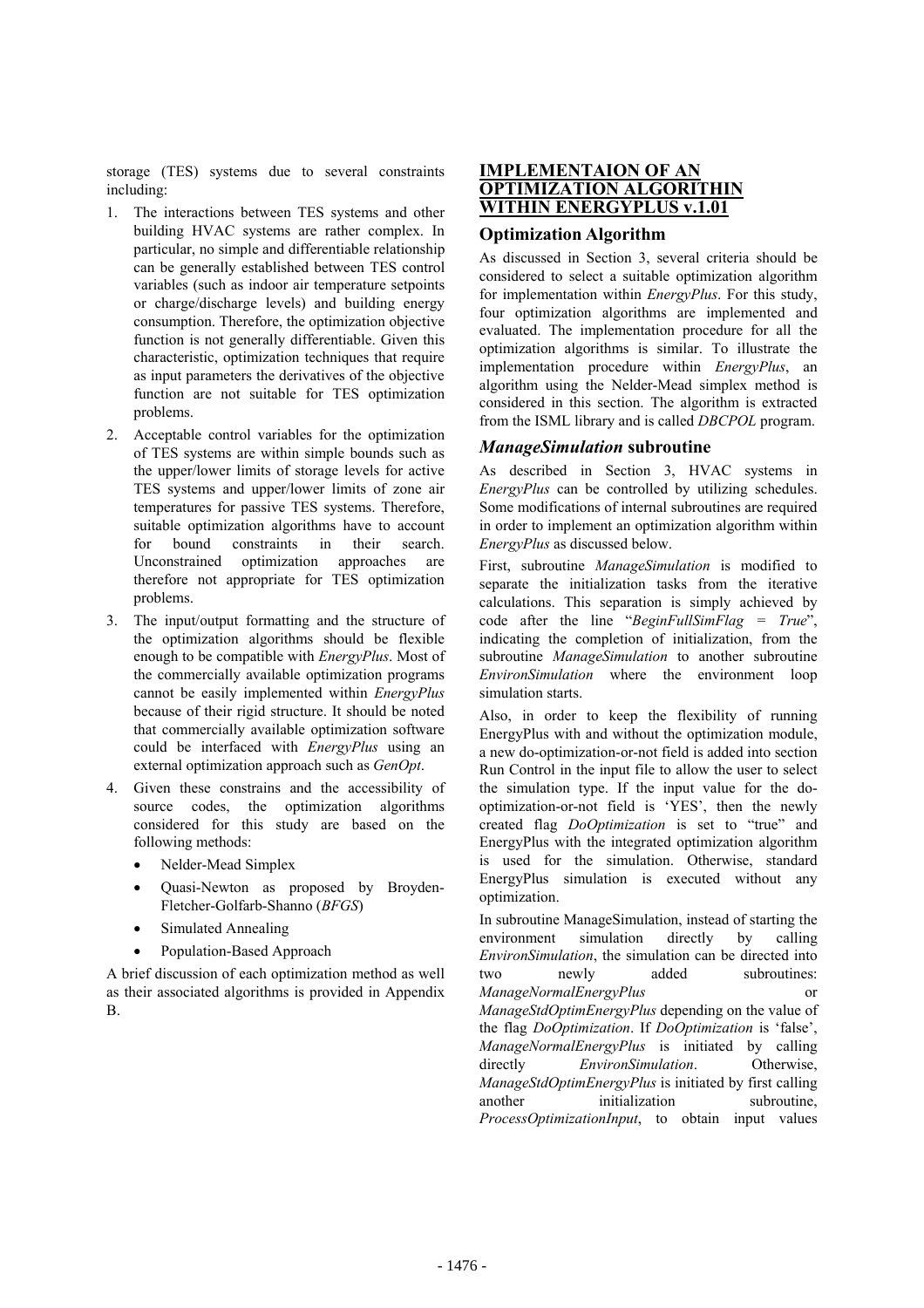storage (TES) systems due to several constraints including:

1. The interactions between TES systems and other building HVAC systems are rather complex. In particular, no simple and differentiable relationship can be generally established between TES control variables (such as indoor air temperature setpoints or charge/discharge levels) and building energy consumption. Therefore, the optimization objective function is not generally differentiable. Given this characteristic, optimization techniques that require as input parameters the derivatives of the objective function are not suitable for TES optimization problems.
2. Acceptable control variables for the optimization of TES systems are within simple bounds such as the upper/lower limits of storage levels for active TES systems and upper/lower limits of zone air temperatures for passive TES systems. Therefore, suitable optimization algorithms have to account for bound constraints in their search. Unconstrained optimization approaches are therefore not appropriate for TES optimization problems.
3. The input/output formatting and the structure of the optimization algorithms should be flexible enough to be compatible with *EnergyPlus*. Most of the commercially available optimization programs cannot be easily implemented within *EnergyPlus* because of their rigid structure. It should be noted that commercially available optimization software could be interfaced with *EnergyPlus* using an external optimization approach such as *GenOpt*.
4. Given these constrains and the accessibility of source codes, the optimization algorithms considered for this study are based on the following methods:
   - Nelder-Mead Simplex
   - Quasi-Newton as proposed by Broyden-Fletcher-Golfarb-Shanno (*BFGS*)
   - Simulated Annealing
   - Population-Based Approach

A brief discussion of each optimization method as well as their associated algorithms is provided in Appendix B.

## IMPLEMENTAION OF AN OPTIMIZATION ALGORITHIN WITHIN ENERGYPLUS v.1.01

### Optimization Algorithm

As discussed in Section 3, several criteria should be considered to select a suitable optimization algorithm for implementation within *EnergyPlus*. For this study, four optimization algorithms are implemented and evaluated. The implementation procedure for all the optimization algorithms is similar. To illustrate the implementation procedure within *EnergyPlus*, an algorithm using the Nelder-Mead simplex method is considered in this section. The algorithm is extracted from the ISML library and is called *DBCPOL* program.

### *ManageSimulation* subroutine

As described in Section 3, HVAC systems in *EnergyPlus* can be controlled by utilizing schedules. Some modifications of internal subroutines are required in order to implement an optimization algorithm within *EnergyPlus* as discussed below.

First, subroutine *ManageSimulation* is modified to separate the initialization tasks from the iterative calculations. This separation is simply achieved by code after the line "*BeginFullSimFlag = True*", indicating the completion of initialization, from the subroutine *ManageSimulation* to another subroutine *EnvironSimulation* where the environment loop simulation starts.

Also, in order to keep the flexibility of running EnergyPlus with and without the optimization module, a new do-optimization-or-not field is added into section Run Control in the input file to allow the user to select the simulation type. If the input value for the do-optimization-or-not field is 'YES', then the newly created flag *DoOptimization* is set to "true" and EnergyPlus with the integrated optimization algorithm is used for the simulation. Otherwise, standard EnergyPlus simulation is executed without any optimization.

In subroutine ManageSimulation, instead of starting the environment simulation directly by calling *EnvironSimulation*, the simulation can be directed into two newly added subroutines: *ManageNormalEnergyPlus* or *ManageStdOptimEnergyPlus* depending on the value of the flag *DoOptimization*. If *DoOptimization* is 'false', *ManageNormalEnergyPlus* is initiated by calling directly *EnvironSimulation*. Otherwise, *ManageStdOptimEnergyPlus* is initiated by first calling another initialization subroutine, *ProcessOptimizationInput*, to obtain input values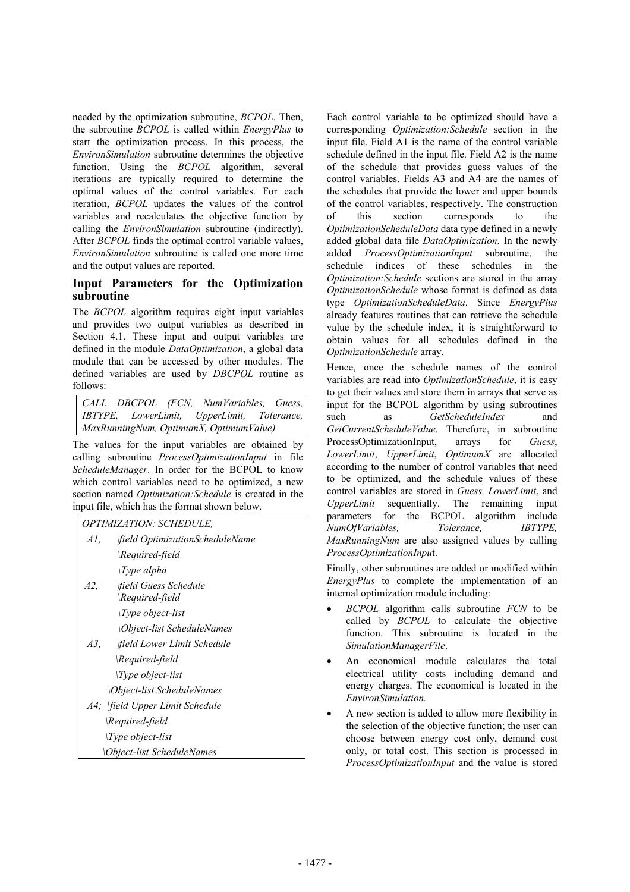needed by the optimization subroutine, *BCPOL*. Then, the subroutine *BCPOL* is called within *EnergyPlus* to start the optimization process. In this process, the *EnvironSimulation* subroutine determines the objective function. Using the *BCPOL* algorithm, several iterations are typically required to determine the optimal values of the control variables. For each iteration, *BCPOL* updates the values of the control variables and recalculates the objective function by calling the *EnvironSimulation* subroutine (indirectly). After *BCPOL* finds the optimal control variable values, *EnvironSimulation* subroutine is called one more time and the output values are reported.

## Input Parameters for the Optimization subroutine

The *BCPOL* algorithm requires eight input variables and provides two output variables as described in Section 4.1. These input and output variables are defined in the module *DataOptimization*, a global data module that can be accessed by other modules. The defined variables are used by *DBCPOL* routine as follows:

```
CALL DBCPOL (FCN, NumVariables, Guess, IBTYPE, LowerLimit, UpperLimit, Tolerance, MaxRunningNum, OptimumX, OptimumValue)
```

The values for the input variables are obtained by calling subroutine *ProcessOptimizationInput* in file *ScheduleManager*. In order for the BCPOL to know which control variables need to be optimized, a new section named *Optimization:Schedule* is created in the input file, which has the format shown below.

```
OPTIMIZATION: SCHEDULE,
 A1,   \field OptimizationScheduleName
       \Required-field
       \Type alpha
 A2,   \field Guess Schedule
       \Required-field
       \Type object-list
       \Object-list ScheduleNames
 A3,   \field Lower Limit Schedule
       \Required-field
       \Type object-list
       \Object-list ScheduleNames
 A4;   \field Upper Limit Schedule
       \Required-field
       \Type object-list
       \Object-list ScheduleNames
```

Each control variable to be optimized should have a corresponding *Optimization:Schedule* section in the input file. Field A1 is the name of the control variable schedule defined in the input file. Field A2 is the name of the schedule that provides guess values of the control variables. Fields A3 and A4 are the names of the schedules that provide the lower and upper bounds of the control variables, respectively. The construction of this section corresponds to the *OptimizationScheduleData* data type defined in a newly added global data file *DataOptimization*. In the newly added *ProcessOptimizationInput* subroutine, the schedule indices of these schedules in the *Optimization:Schedule* sections are stored in the array *OptimizationSchedule* whose format is defined as data type *OptimizationScheduleData*. Since *EnergyPlus* already features routines that can retrieve the schedule value by the schedule index, it is straightforward to obtain values for all schedules defined in the *OptimizationSchedule* array.

Hence, once the schedule names of the control variables are read into *OptimizationSchedule*, it is easy to get their values and store them in arrays that serve as input for the BCPOL algorithm by using subroutines such as *GetScheduleIndex* and *GetCurrentScheduleValue*. Therefore, in subroutine ProcessOptimizationInput, arrays for *Guess*, *LowerLimit*, *UpperLimit*, *OptimumX* are allocated according to the number of control variables that need to be optimized, and the schedule values of these control variables are stored in *Guess, LowerLimit*, and *UpperLimit* sequentially. The remaining input parameters for the BCPOL algorithm include *NumOfVariables, Tolerance, IBTYPE, MaxRunningNum* are also assigned values by calling *ProcessOptimizationInput*.

Finally, other subroutines are added or modified within *EnergyPlus* to complete the implementation of an internal optimization module including:

- *BCPOL* algorithm calls subroutine *FCN* to be called by *BCPOL* to calculate the objective function. This subroutine is located in the *SimulationManagerFile*.
- An economical module calculates the total electrical utility costs including demand and energy charges. The economical is located in the *EnvironSimulation.*
- A new section is added to allow more flexibility in the selection of the objective function; the user can choose between energy cost only, demand cost only, or total cost. This section is processed in *ProcessOptimizationInput* and the value is stored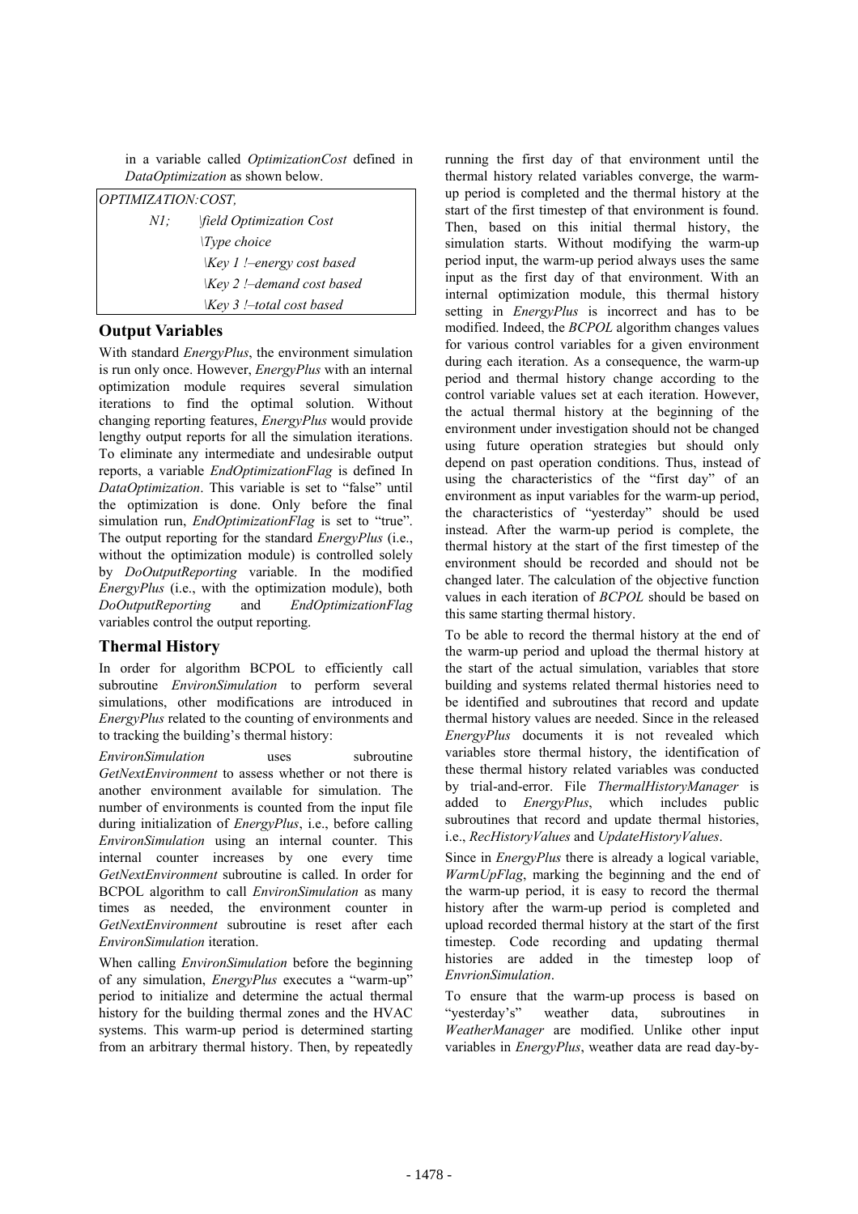in a variable called *OptimizationCost* defined in *DataOptimization* as shown below.

```
OPTIMIZATION:COST,
    N1;    \field Optimization Cost
           \Type choice
           \Key 1 !–energy cost based
           \Key 2 !–demand cost based
           \Key 3 !–total cost based
```

## Output Variables

With standard *EnergyPlus*, the environment simulation is run only once. However, *EnergyPlus* with an internal optimization module requires several simulation iterations to find the optimal solution. Without changing reporting features, *EnergyPlus* would provide lengthy output reports for all the simulation iterations. To eliminate any intermediate and undesirable output reports, a variable *EndOptimizationFlag* is defined In *DataOptimization*. This variable is set to "false" until the optimization is done. Only before the final simulation run, *EndOptimizationFlag* is set to "true". The output reporting for the standard *EnergyPlus* (i.e., without the optimization module) is controlled solely by *DoOutputReporting* variable. In the modified *EnergyPlus* (i.e., with the optimization module), both *DoOutputReporting* and *EndOptimizationFlag* variables control the output reporting.

## Thermal History

In order for algorithm BCPOL to efficiently call subroutine *EnvironSimulation* to perform several simulations, other modifications are introduced in *EnergyPlus* related to the counting of environments and to tracking the building's thermal history:

*EnvironSimulation* uses subroutine *GetNextEnvironment* to assess whether or not there is another environment available for simulation. The number of environments is counted from the input file during initialization of *EnergyPlus*, i.e., before calling *EnvironSimulation* using an internal counter. This internal counter increases by one every time *GetNextEnvironment* subroutine is called. In order for BCPOL algorithm to call *EnvironSimulation* as many times as needed, the environment counter in *GetNextEnvironment* subroutine is reset after each *EnvironSimulation* iteration.

When calling *EnvironSimulation* before the beginning of any simulation, *EnergyPlus* executes a "warm-up" period to initialize and determine the actual thermal history for the building thermal zones and the HVAC systems. This warm-up period is determined starting from an arbitrary thermal history. Then, by repeatedly running the first day of that environment until the thermal history related variables converge, the warm-up period is completed and the thermal history at the start of the first timestep of that environment is found. Then, based on this initial thermal history, the simulation starts. Without modifying the warm-up period input, the warm-up period always uses the same input as the first day of that environment. With an internal optimization module, this thermal history setting in *EnergyPlus* is incorrect and has to be modified. Indeed, the *BCPOL* algorithm changes values for various control variables for a given environment during each iteration. As a consequence, the warm-up period and thermal history change according to the control variable values set at each iteration. However, the actual thermal history at the beginning of the environment under investigation should not be changed using future operation strategies but should only depend on past operation conditions. Thus, instead of using the characteristics of the "first day" of an environment as input variables for the warm-up period, the characteristics of "yesterday" should be used instead. After the warm-up period is complete, the thermal history at the start of the first timestep of the environment should be recorded and should not be changed later. The calculation of the objective function values in each iteration of *BCPOL* should be based on this same starting thermal history.

To be able to record the thermal history at the end of the warm-up period and upload the thermal history at the start of the actual simulation, variables that store building and systems related thermal histories need to be identified and subroutines that record and update thermal history values are needed. Since in the released *EnergyPlus* documents it is not revealed which variables store thermal history, the identification of these thermal history related variables was conducted by trial-and-error. File *ThermalHistoryManager* is added to *EnergyPlus*, which includes public subroutines that record and update thermal histories, i.e., *RecHistoryValues* and *UpdateHistoryValues*.

Since in *EnergyPlus* there is already a logical variable, *WarmUpFlag*, marking the beginning and the end of the warm-up period, it is easy to record the thermal history after the warm-up period is completed and upload recorded thermal history at the start of the first timestep. Code recording and updating thermal histories are added in the timestep loop of *EnvrionSimulation*.

To ensure that the warm-up process is based on "yesterday's" weather data, subroutines in *WeatherManager* are modified. Unlike other input variables in *EnergyPlus*, weather data are read day-by-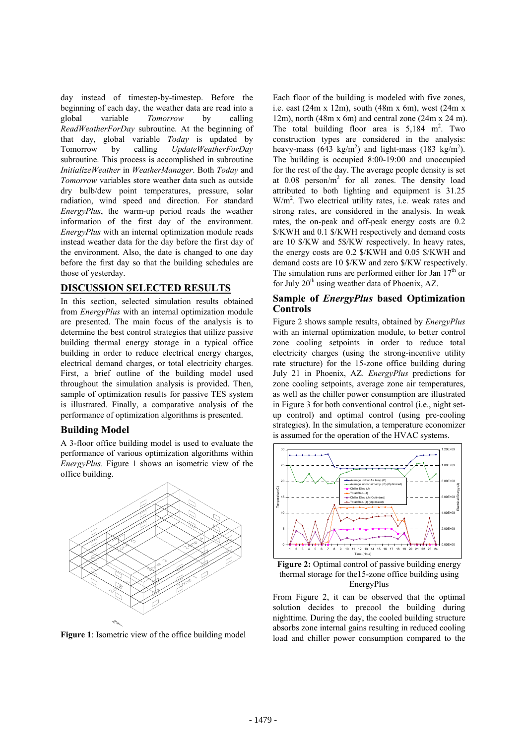day instead of timestep-by-timestep. Before the beginning of each day, the weather data are read into a global variable *Tomorrow* by calling *ReadWeatherForDay* subroutine. At the beginning of that day, global variable *Today* is updated by Tomorrow by calling *UpdateWeatherForDay* subroutine. This process is accomplished in subroutine *InitializeWeather* in *WeatherManager*. Both *Today* and *Tomorrow* variables store weather data such as outside dry bulb/dew point temperatures, pressure, solar radiation, wind speed and direction. For standard *EnergyPlus*, the warm-up period reads the weather information of the first day of the environment. *EnergyPlus* with an internal optimization module reads instead weather data for the day before the first day of the environment. Also, the date is changed to one day before the first day so that the building schedules are those of yesterday.

## DISCUSSION SELECTED RESULTS

In this section, selected simulation results obtained from *EnergyPlus* with an internal optimization module are presented. The main focus of the analysis is to determine the best control strategies that utilize passive building thermal energy storage in a typical office building in order to reduce electrical energy charges, electrical demand charges, or total electricity charges. First, a brief outline of the building model used throughout the simulation analysis is provided. Then, sample of optimization results for passive TES system is illustrated. Finally, a comparative analysis of the performance of optimization algorithms is presented.

### Building Model

A 3-floor office building model is used to evaluate the performance of various optimization algorithms within *EnergyPlus*. Figure 1 shows an isometric view of the office building.

**Figure 1**: Isometric view of the office building model

Each floor of the building is modeled with five zones, i.e. east (24m x 12m), south (48m x 6m), west (24m x 12m), north (48m x 6m) and central zone (24m x 24 m). The total building floor area is 5,184 $m^2$. Two construction types are considered in the analysis: heavy-mass (643 $kg/m^2$) and light-mass (183 $kg/m^2$). The building is occupied 8:00-19:00 and unoccupied for the rest of the day. The average people density is set at 0.08 $person/m^2$ for all zones. The density load attributed to both lighting and equipment is 31.25 $W/m^2$. Two electrical utility rates, i.e. weak rates and strong rates, are considered in the analysis. In weak rates, the on-peak and off-peak energy costs are 0.2 \$/KWH and 0.1 \$/KWH respectively and demand costs are 10 \$/KW and 5\$/KW respectively. In heavy rates, the energy costs are 0.2 \$/KWH and 0.05 \$/KWH and demand costs are 10 \$/KW and zero \$/KW respectively. The simulation runs are performed either for Jan 17[th] or for July 20[th] using weather data of Phoenix, AZ.

### Sample of *EnergyPlus* based Optimization Controls

Figure 2 shows sample results, obtained by *EnergyPlus* with an internal optimization module, to better control zone cooling setpoints in order to reduce total electricity charges (using the strong-incentive utility rate structure) for the 15-zone office building during July 21 in Phoenix, AZ. *EnergyPlus* predictions for zone cooling setpoints, average zone air temperatures, as well as the chiller power consumption are illustrated in Figure 3 for both conventional control (i.e., night set-up control) and optimal control (using pre-cooling strategies). In the simulation, a temperature economizer is assumed for the operation of the HVAC systems.

**Figure 2:** Optimal control of passive building energy thermal storage for the15-zone office building using EnergyPlus

From Figure 2, it can be observed that the optimal solution decides to precool the building during nighttime. During the day, the cooled building structure absorbs zone internal gains resulting in reduced cooling load and chiller power consumption compared to the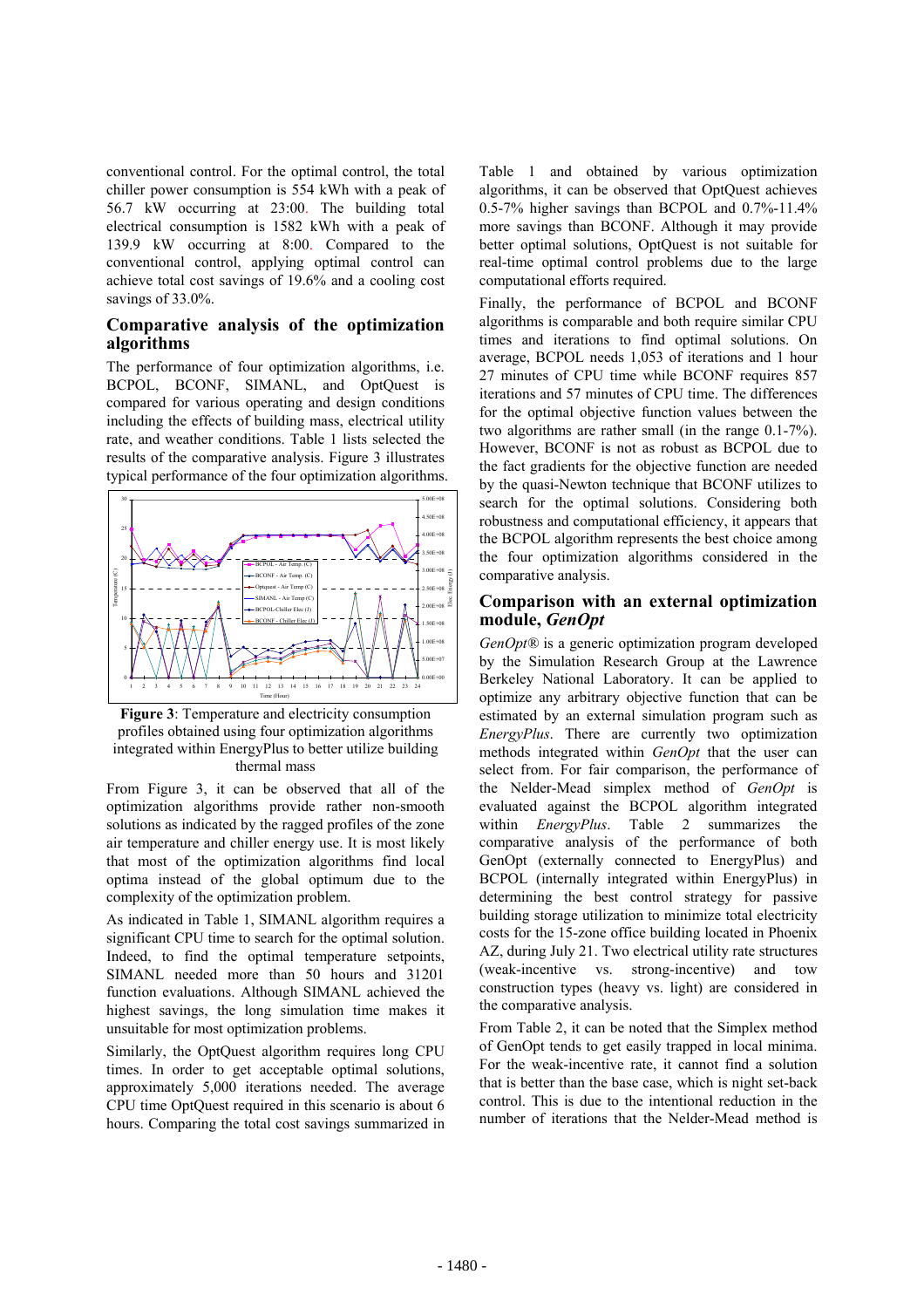conventional control. For the optimal control, the total chiller power consumption is 554 kWh with a peak of 56.7 kW occurring at 23:00. The building total electrical consumption is 1582 kWh with a peak of 139.9 kW occurring at 8:00. Compared to the conventional control, applying optimal control can achieve total cost savings of 19.6% and a cooling cost savings of 33.0%.

## Comparative analysis of the optimization algorithms

The performance of four optimization algorithms, i.e. BCPOL, BCONF, SIMANL, and OptQuest is compared for various operating and design conditions including the effects of building mass, electrical utility rate, and weather conditions. Table 1 lists selected the results of the comparative analysis. Figure 3 illustrates typical performance of the four optimization algorithms.

**Figure 3**: Temperature and electricity consumption profiles obtained using four optimization algorithms integrated within EnergyPlus to better utilize building thermal mass

From Figure 3, it can be observed that all of the optimization algorithms provide rather non-smooth solutions as indicated by the ragged profiles of the zone air temperature and chiller energy use. It is most likely that most of the optimization algorithms find local optima instead of the global optimum due to the complexity of the optimization problem.

As indicated in Table 1, SIMANL algorithm requires a significant CPU time to search for the optimal solution. Indeed, to find the optimal temperature setpoints, SIMANL needed more than 50 hours and 31201 function evaluations. Although SIMANL achieved the highest savings, the long simulation time makes it unsuitable for most optimization problems.

Similarly, the OptQuest algorithm requires long CPU times. In order to get acceptable optimal solutions, approximately 5,000 iterations needed. The average CPU time OptQuest required in this scenario is about 6 hours. Comparing the total cost savings summarized in Table 1 and obtained by various optimization algorithms, it can be observed that OptQuest achieves 0.5-7% higher savings than BCPOL and 0.7%-11.4% more savings than BCONF. Although it may provide better optimal solutions, OptQuest is not suitable for real-time optimal control problems due to the large computational efforts required.

Finally, the performance of BCPOL and BCONF algorithms is comparable and both require similar CPU times and iterations to find optimal solutions. On average, BCPOL needs 1,053 of iterations and 1 hour 27 minutes of CPU time while BCONF requires 857 iterations and 57 minutes of CPU time. The differences for the optimal objective function values between the two algorithms are rather small (in the range 0.1-7%). However, BCONF is not as robust as BCPOL due to the fact gradients for the objective function are needed by the quasi-Newton technique that BCONF utilizes to search for the optimal solutions. Considering both robustness and computational efficiency, it appears that the BCPOL algorithm represents the best choice among the four optimization algorithms considered in the comparative analysis.

## Comparison with an external optimization module, *GenOpt*

*GenOpt*® is a generic optimization program developed by the Simulation Research Group at the Lawrence Berkeley National Laboratory. It can be applied to optimize any arbitrary objective function that can be estimated by an external simulation program such as *EnergyPlus*. There are currently two optimization methods integrated within *GenOpt* that the user can select from. For fair comparison, the performance of the Nelder-Mead simplex method of *GenOpt* is evaluated against the BCPOL algorithm integrated within *EnergyPlus*. Table 2 summarizes the comparative analysis of the performance of both GenOpt (externally connected to EnergyPlus) and BCPOL (internally integrated within EnergyPlus) in determining the best control strategy for passive building storage utilization to minimize total electricity costs for the 15-zone office building located in Phoenix AZ, during July 21. Two electrical utility rate structures (weak-incentive vs. strong-incentive) and tow construction types (heavy vs. light) are considered in the comparative analysis.

From Table 2, it can be noted that the Simplex method of GenOpt tends to get easily trapped in local minima. For the weak-incentive rate, it cannot find a solution that is better than the base case, which is night set-back control. This is due to the intentional reduction in the number of iterations that the Nelder-Mead method is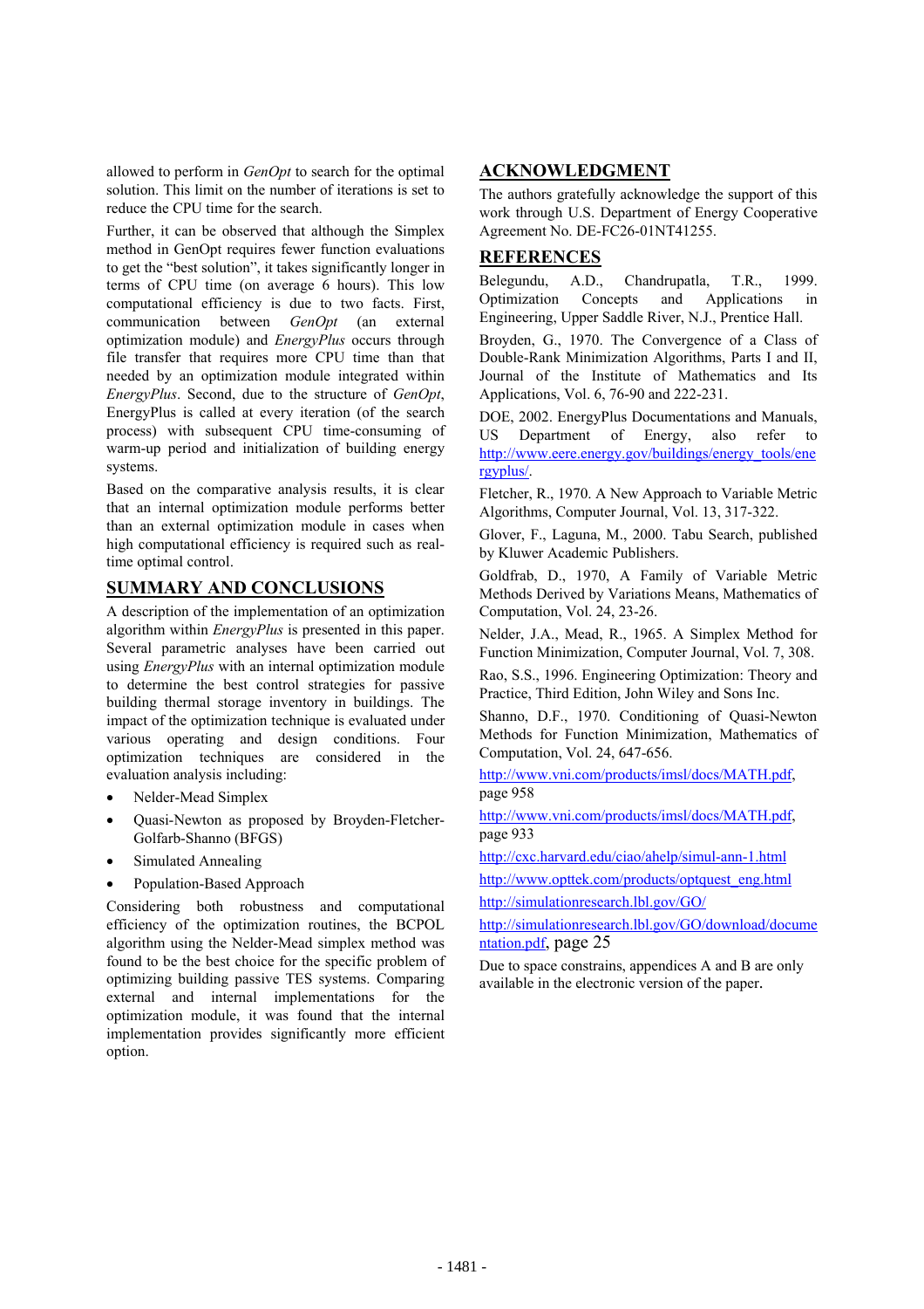allowed to perform in *GenOpt* to search for the optimal solution. This limit on the number of iterations is set to reduce the CPU time for the search.

Further, it can be observed that although the Simplex method in GenOpt requires fewer function evaluations to get the "best solution", it takes significantly longer in terms of CPU time (on average 6 hours). This low computational efficiency is due to two facts. First, communication between *GenOpt* (an external optimization module) and *EnergyPlus* occurs through file transfer that requires more CPU time than that needed by an optimization module integrated within *EnergyPlus*. Second, due to the structure of *GenOpt*, EnergyPlus is called at every iteration (of the search process) with subsequent CPU time-consuming of warm-up period and initialization of building energy systems.

Based on the comparative analysis results, it is clear that an internal optimization module performs better than an external optimization module in cases when high computational efficiency is required such as real-time optimal control.

## SUMMARY AND CONCLUSIONS

A description of the implementation of an optimization algorithm within *EnergyPlus* is presented in this paper. Several parametric analyses have been carried out using *EnergyPlus* with an internal optimization module to determine the best control strategies for passive building thermal storage inventory in buildings. The impact of the optimization technique is evaluated under various operating and design conditions. Four optimization techniques are considered in the evaluation analysis including:

- Nelder-Mead Simplex
- Quasi-Newton as proposed by Broyden-Fletcher-Golfarb-Shanno (BFGS)
- Simulated Annealing
- Population-Based Approach

Considering both robustness and computational efficiency of the optimization routines, the BCPOL algorithm using the Nelder-Mead simplex method was found to be the best choice for the specific problem of optimizing building passive TES systems. Comparing external and internal implementations for the optimization module, it was found that the internal implementation provides significantly more efficient option.

## ACKNOWLEDGMENT

The authors gratefully acknowledge the support of this work through U.S. Department of Energy Cooperative Agreement No. DE-FC26-01NT41255.

## REFERENCES

Belegundu, A.D., Chandrupatla, T.R., 1999. Optimization Concepts and Applications in Engineering, Upper Saddle River, N.J., Prentice Hall.

Broyden, G., 1970. The Convergence of a Class of Double-Rank Minimization Algorithms, Parts I and II, Journal of the Institute of Mathematics and Its Applications, Vol. 6, 76-90 and 222-231.

DOE, 2002. EnergyPlus Documentations and Manuals, US Department of Energy, also refer to http://www.eere.energy.gov/buildings/energy_tools/energyplus/.

Fletcher, R., 1970. A New Approach to Variable Metric Algorithms, Computer Journal, Vol. 13, 317-322.

Glover, F., Laguna, M., 2000. Tabu Search, published by Kluwer Academic Publishers.

Goldfrab, D., 1970, A Family of Variable Metric Methods Derived by Variations Means, Mathematics of Computation, Vol. 24, 23-26.

Nelder, J.A., Mead, R., 1965. A Simplex Method for Function Minimization, Computer Journal, Vol. 7, 308.

Rao, S.S., 1996. Engineering Optimization: Theory and Practice, Third Edition, John Wiley and Sons Inc.

Shanno, D.F., 1970. Conditioning of Quasi-Newton Methods for Function Minimization, Mathematics of Computation, Vol. 24, 647-656.

http://www.vni.com/products/imsl/docs/MATH.pdf, page 958

http://www.vni.com/products/imsl/docs/MATH.pdf, page 933

http://cxc.harvard.edu/ciao/ahelp/simul-ann-1.html

http://www.opttek.com/products/optquest_eng.html

http://simulationresearch.lbl.gov/GO/

http://simulationresearch.lbl.gov/GO/download/documentation.pdf, page 25

Due to space constrains, appendices A and B are only available in the electronic version of the paper.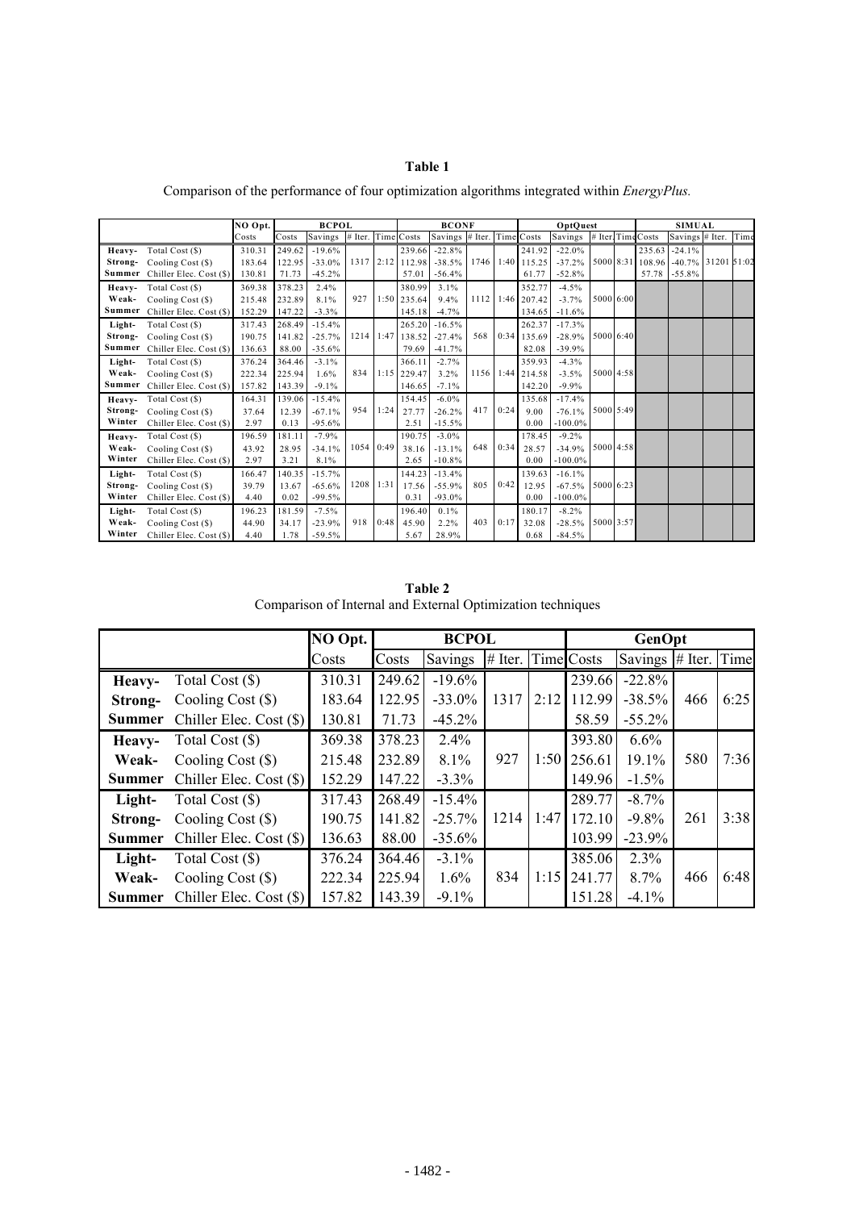**Table 1**

Comparison of the performance of four optimization algorithms integrated within *EnergyPlus.*

| | | NO Opt. | BCPOL | | | | BCONF | | | | OptQuest | | | | SIMUAL | | | |
|---|---|---|---|---|---|---|---|---|---|---|---|---|---|---|---|---|---|---|
| | | Costs | Costs | Savings | # Iter. | Time | Costs | Savings | # Iter. | Time | Costs | Savings | # Iter. | Time | Costs | Savings | # Iter. | Time |
| Heavy-Strong-Summer | Total Cost ($) | 310.31 | 249.62 | -19.6% | 1317 | 2:12 | 239.66 | -22.8% | 1746 | 1:40 | 241.92 | -22.0% | 5000 | 8:31 | 235.63 | -24.1% | 31201 | 51:02 |
| | Cooling Cost ($) | 183.64 | 122.95 | -33.0% | | | 112.98 | -38.5% | | | 115.25 | -37.2% | | | 108.96 | -40.7% | | |
| | Chiller Elec. Cost ($) | 130.81 | 71.73 | -45.2% | | | 57.01 | -56.4% | | | 61.77 | -52.8% | | | 57.78 | -55.8% | | |
| Heavy-Weak-Summer | Total Cost ($) | 369.38 | 378.23 | 2.4% | 927 | 1:50 | 380.99 | 3.1% | 1112 | 1:46 | 352.77 | -4.5% | 5000 | 6:00 | | | | |
| | Cooling Cost ($) | 215.48 | 232.89 | 8.1% | | | 235.64 | 9.4% | | | 207.42 | -3.7% | | | | | | |
| | Chiller Elec. Cost ($) | 152.29 | 147.22 | -3.3% | | | 145.18 | -4.7% | | | 134.65 | -11.6% | | | | | | |
| Light-Strong-Summer | Total Cost ($) | 317.43 | 268.49 | -15.4% | 1214 | 1:47 | 265.20 | -16.5% | 568 | 0:34 | 262.37 | -17.3% | 5000 | 6:40 | | | | |
| | Cooling Cost ($) | 190.75 | 141.82 | -25.7% | | | 138.52 | -27.4% | | | 135.69 | -28.9% | | | | | | |
| | Chiller Elec. Cost ($) | 136.63 | 88.00 | -35.6% | | | 79.69 | -41.7% | | | 82.08 | -39.9% | | | | | | |
| Light-Weak-Summer | Total Cost ($) | 376.24 | 364.46 | -3.1% | 834 | 1:15 | 366.11 | -2.7% | 1156 | 1:44 | 359.93 | -4.3% | 5000 | 4:58 | | | | |
| | Cooling Cost ($) | 222.34 | 225.94 | 1.6% | | | 229.47 | 3.2% | | | 214.58 | -3.5% | | | | | | |
| | Chiller Elec. Cost ($) | 157.82 | 143.39 | -9.1% | | | 146.65 | -7.1% | | | 142.20 | -9.9% | | | | | | |
| Heavy-Strong-Winter | Total Cost ($) | 164.31 | 139.06 | -15.4% | 954 | 1:24 | 154.45 | -6.0% | 417 | 0:24 | 135.68 | -17.4% | 5000 | 5:49 | | | | |
| | Cooling Cost ($) | 37.64 | 12.39 | -67.1% | | | 27.77 | -26.2% | | | 9.00 | -76.1% | | | | | | |
| | Chiller Elec. Cost ($) | 2.97 | 0.13 | -95.6% | | | 2.51 | -15.5% | | | 0.00 | -100.0% | | | | | | |
| Heavy-Weak-Winter | Total Cost ($) | 196.59 | 181.11 | -7.9% | 1054 | 0:49 | 190.75 | -3.0% | 648 | 0:34 | 178.45 | -9.2% | 5000 | 4:58 | | | | |
| | Cooling Cost ($) | 43.92 | 28.95 | -34.1% | | | 38.16 | -13.1% | | | 28.57 | -34.9% | | | | | | |
| | Chiller Elec. Cost ($) | 2.97 | 3.21 | 8.1% | | | 2.65 | -10.8% | | | 0.00 | -100.0% | | | | | | |
| Light-Strong-Winter | Total Cost ($) | 166.47 | 140.35 | -15.7% | 1208 | 1:31 | 144.23 | -13.4% | 805 | 0:42 | 139.63 | -16.1% | 5000 | 6:23 | | | | |
| | Cooling Cost ($) | 39.79 | 13.67 | -65.6% | | | 17.56 | -55.9% | | | 12.95 | -67.5% | | | | | | |
| | Chiller Elec. Cost ($) | 4.40 | 0.02 | -99.5% | | | 0.31 | -93.0% | | | 0.00 | -100.0% | | | | | | |
| Light-Weak-Winter | Total Cost ($) | 196.23 | 181.59 | -7.5% | 918 | 0:48 | 196.40 | 0.1% | 403 | 0:17 | 180.17 | -8.2% | 5000 | 3:57 | | | | |
| | Cooling Cost ($) | 44.90 | 34.17 | -23.9% | | | 45.90 | 2.2% | | | 32.08 | -28.5% | | | | | | |
| | Chiller Elec. Cost ($) | 4.40 | 1.78 | -59.5% | | | 5.67 | 28.9% | | | 0.68 | -84.5% | | | | | | |

**Table 2**

Comparison of Internal and External Optimization techniques

| | | NO Opt. | BCPOL | | | | GenOpt | | | |
|---|---|---|---|---|---|---|---|---|---|---|
| | | Costs | Costs | Savings | # Iter. | Time | Costs | Savings | # Iter. | Time |
| **Heavy-Strong-Summer** | Total Cost ($) | 310.31 | 249.62 | -19.6% | 1317 | 2:12 | 239.66 | -22.8% | 466 | 6:25 |
| | Cooling Cost ($) | 183.64 | 122.95 | -33.0% | | | 112.99 | -38.5% | | |
| | Chiller Elec. Cost ($) | 130.81 | 71.73 | -45.2% | | | 58.59 | -55.2% | | |
| **Heavy-Weak-Summer** | Total Cost ($) | 369.38 | 378.23 | 2.4% | 927 | 1:50 | 393.80 | 6.6% | 580 | 7:36 |
| | Cooling Cost ($) | 215.48 | 232.89 | 8.1% | | | 256.61 | 19.1% | | |
| | Chiller Elec. Cost ($) | 152.29 | 147.22 | -3.3% | | | 149.96 | -1.5% | | |
| **Light-Strong-Summer** | Total Cost ($) | 317.43 | 268.49 | -15.4% | 1214 | 1:47 | 289.77 | -8.7% | 261 | 3:38 |
| | Cooling Cost ($) | 190.75 | 141.82 | -25.7% | | | 172.10 | -9.8% | | |
| | Chiller Elec. Cost ($) | 136.63 | 88.00 | -35.6% | | | 103.99 | -23.9% | | |
| **Light-Weak-Summer** | Total Cost ($) | 376.24 | 364.46 | -3.1% | 834 | 1:15 | 385.06 | 2.3% | 466 | 6:48 |
| | Cooling Cost ($) | 222.34 | 225.94 | 1.6% | | | 241.77 | 8.7% | | |
| | Chiller Elec. Cost ($) | 157.82 | 143.39 | -9.1% | | | 151.28 | -4.1% | | |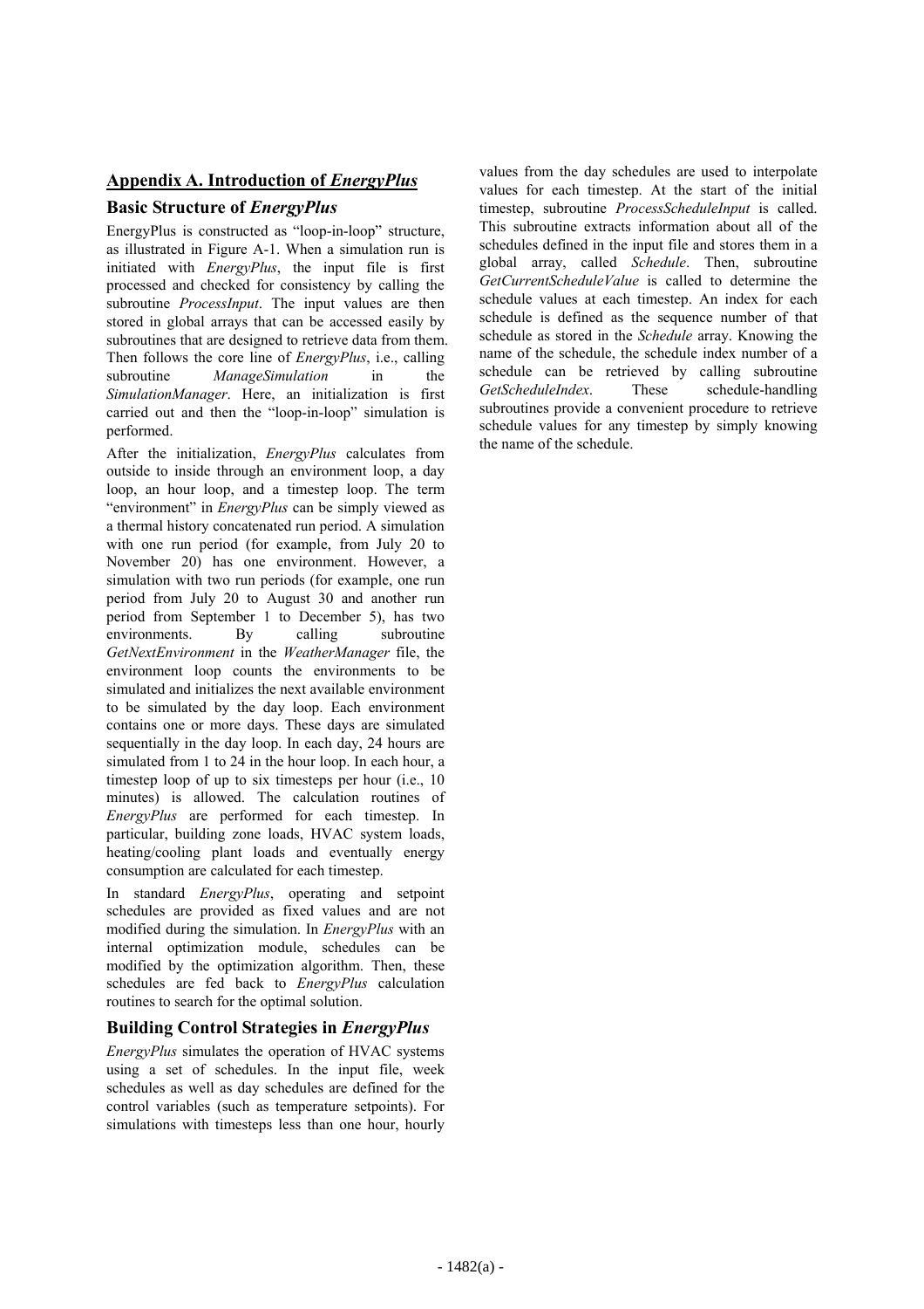## Appendix A. Introduction of *EnergyPlus*

### Basic Structure of *EnergyPlus*

EnergyPlus is constructed as "loop-in-loop" structure, as illustrated in Figure A-1. When a simulation run is initiated with *EnergyPlus*, the input file is first processed and checked for consistency by calling the subroutine *ProcessInput*. The input values are then stored in global arrays that can be accessed easily by subroutines that are designed to retrieve data from them. Then follows the core line of *EnergyPlus*, i.e., calling subroutine *ManageSimulation* in the *SimulationManager*. Here, an initialization is first carried out and then the "loop-in-loop" simulation is performed.

After the initialization, *EnergyPlus* calculates from outside to inside through an environment loop, a day loop, an hour loop, and a timestep loop. The term "environment" in *EnergyPlus* can be simply viewed as a thermal history concatenated run period. A simulation with one run period (for example, from July 20 to November 20) has one environment. However, a simulation with two run periods (for example, one run period from July 20 to August 30 and another run period from September 1 to December 5), has two environments. By calling subroutine *GetNextEnvironment* in the *WeatherManager* file, the environment loop counts the environments to be simulated and initializes the next available environment to be simulated by the day loop. Each environment contains one or more days. These days are simulated sequentially in the day loop. In each day, 24 hours are simulated from 1 to 24 in the hour loop. In each hour, a timestep loop of up to six timesteps per hour (i.e., 10 minutes) is allowed. The calculation routines of *EnergyPlus* are performed for each timestep. In particular, building zone loads, HVAC system loads, heating/cooling plant loads and eventually energy consumption are calculated for each timestep.

In standard *EnergyPlus*, operating and setpoint schedules are provided as fixed values and are not modified during the simulation. In *EnergyPlus* with an internal optimization module, schedules can be modified by the optimization algorithm. Then, these schedules are fed back to *EnergyPlus* calculation routines to search for the optimal solution.

### Building Control Strategies in *EnergyPlus*

*EnergyPlus* simulates the operation of HVAC systems using a set of schedules. In the input file, week schedules as well as day schedules are defined for the control variables (such as temperature setpoints). For simulations with timesteps less than one hour, hourly values from the day schedules are used to interpolate values for each timestep. At the start of the initial timestep, subroutine *ProcessScheduleInput* is called. This subroutine extracts information about all of the schedules defined in the input file and stores them in a global array, called *Schedule*. Then, subroutine *GetCurrentScheduleValue* is called to determine the schedule values at each timestep. An index for each schedule is defined as the sequence number of that schedule as stored in the *Schedule* array. Knowing the name of the schedule, the schedule index number of a schedule can be retrieved by calling subroutine *GetScheduleIndex*. These schedule-handling subroutines provide a convenient procedure to retrieve schedule values for any timestep by simply knowing the name of the schedule.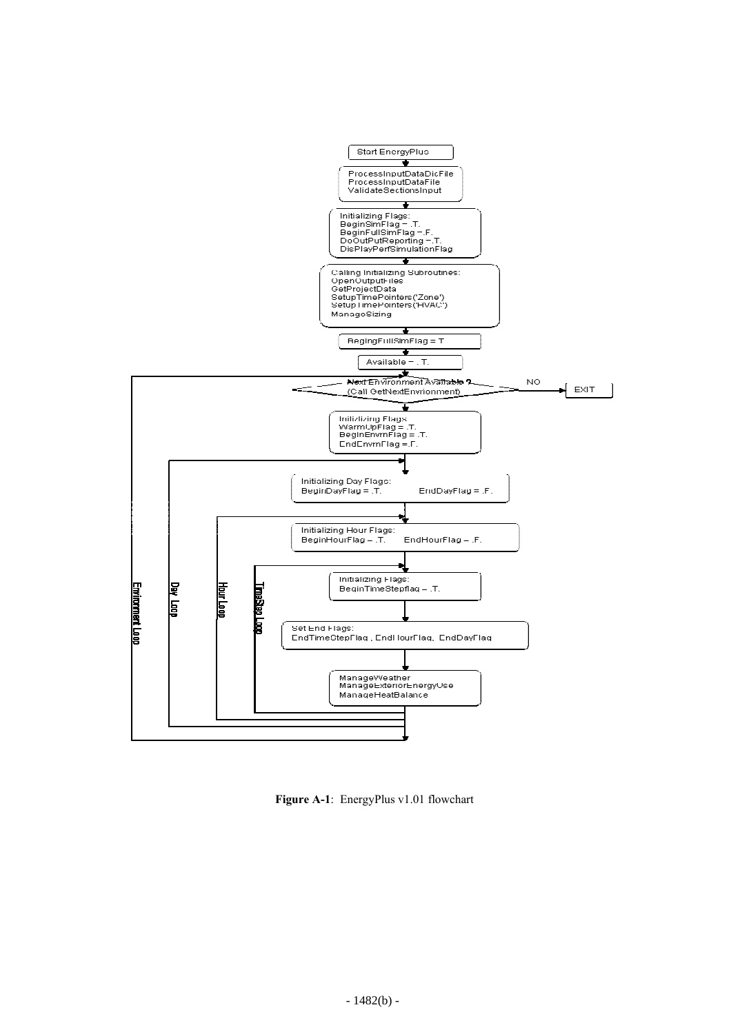Start EnergyPlus

ProcessInputDataDicFile
ProcessInputDataFile
ValidateSectionsInput

Initializing Flags:
BeginSimFlag = .T.
BeginFullSimFlag = .F.
DoOutPutReporting = .T.
DisPlayPerfSimulationFlag

Calling Initializing Subroutines:
OpenOutputFiles
GetProjectData
SetupTimePointers('Zone')
SetupTimePointers('HVAC')
ManageSizing

BeginFullSimFlag = T

Available = . T.

Next Environment Available ?
(Call GetNextEnvironment)

NO → EXIT

Initializing Flags
WarmUpFlag = .T.
BeginEnvrnFlag = .T.
EndEnvrnFlag = .F.

Initializing Day Flags:
BeginDayFlag = .T. EndDayFlag = .F.

Initializing Hour Flags:
BeginHourFlag = .T. EndHourFlag = .F.

Initializing Flags:
BeginTimeStepflag = .T.

Set End Flags:
EndTimeStepFlag , EndHourFlag, EndDayFlag

ManageWeather
ManageExteriorEnergyUse
ManageHeatBalance

Environment Loop

Day Loop

Hour Loop

TimeStep Loop

**Figure A-1**: EnergyPlus v1.01 flowchart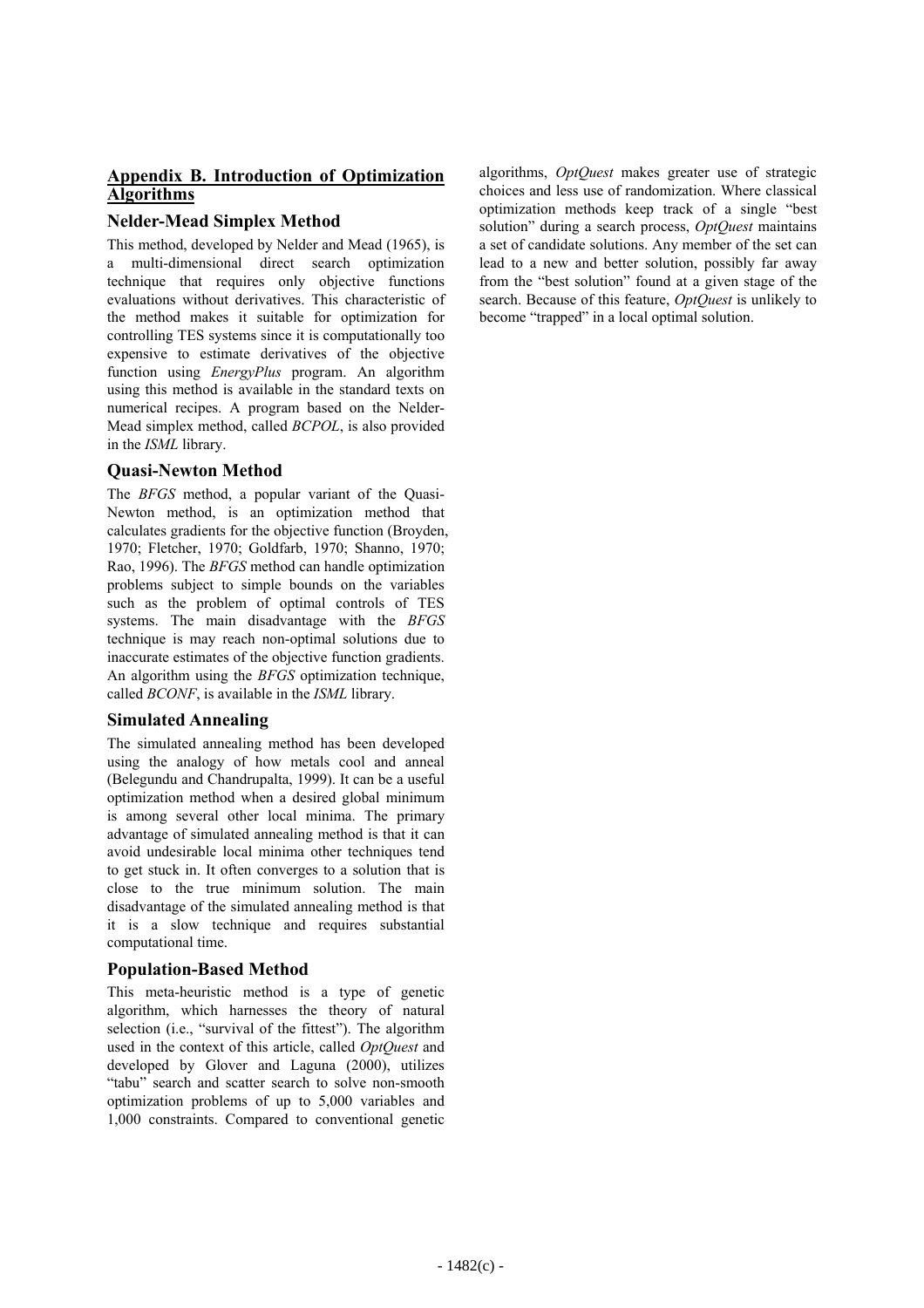## Appendix B. Introduction of Optimization Algorithms

### Nelder-Mead Simplex Method

This method, developed by Nelder and Mead (1965), is a multi-dimensional direct search optimization technique that requires only objective functions evaluations without derivatives. This characteristic of the method makes it suitable for optimization for controlling TES systems since it is computationally too expensive to estimate derivatives of the objective function using *EnergyPlus* program. An algorithm using this method is available in the standard texts on numerical recipes. A program based on the Nelder-Mead simplex method, called *BCPOL*, is also provided in the *ISML* library.

### Quasi-Newton Method

The *BFGS* method, a popular variant of the Quasi-Newton method, is an optimization method that calculates gradients for the objective function (Broyden, 1970; Fletcher, 1970; Goldfarb, 1970; Shanno, 1970; Rao, 1996). The *BFGS* method can handle optimization problems subject to simple bounds on the variables such as the problem of optimal controls of TES systems. The main disadvantage with the *BFGS* technique is may reach non-optimal solutions due to inaccurate estimates of the objective function gradients. An algorithm using the *BFGS* optimization technique, called *BCONF*, is available in the *ISML* library.

### Simulated Annealing

The simulated annealing method has been developed using the analogy of how metals cool and anneal (Belegundu and Chandrupalta, 1999). It can be a useful optimization method when a desired global minimum is among several other local minima. The primary advantage of simulated annealing method is that it can avoid undesirable local minima other techniques tend to get stuck in. It often converges to a solution that is close to the true minimum solution. The main disadvantage of the simulated annealing method is that it is a slow technique and requires substantial computational time.

### Population-Based Method

This meta-heuristic method is a type of genetic algorithm, which harnesses the theory of natural selection (i.e., "survival of the fittest"). The algorithm used in the context of this article, called *OptQuest* and developed by Glover and Laguna (2000), utilizes "tabu" search and scatter search to solve non-smooth optimization problems of up to 5,000 variables and 1,000 constraints. Compared to conventional genetic algorithms, *OptQuest* makes greater use of strategic choices and less use of randomization. Where classical optimization methods keep track of a single "best solution" during a search process, *OptQuest* maintains a set of candidate solutions. Any member of the set can lead to a new and better solution, possibly far away from the "best solution" found at a given stage of the search. Because of this feature, *OptQuest* is unlikely to become "trapped" in a local optimal solution.